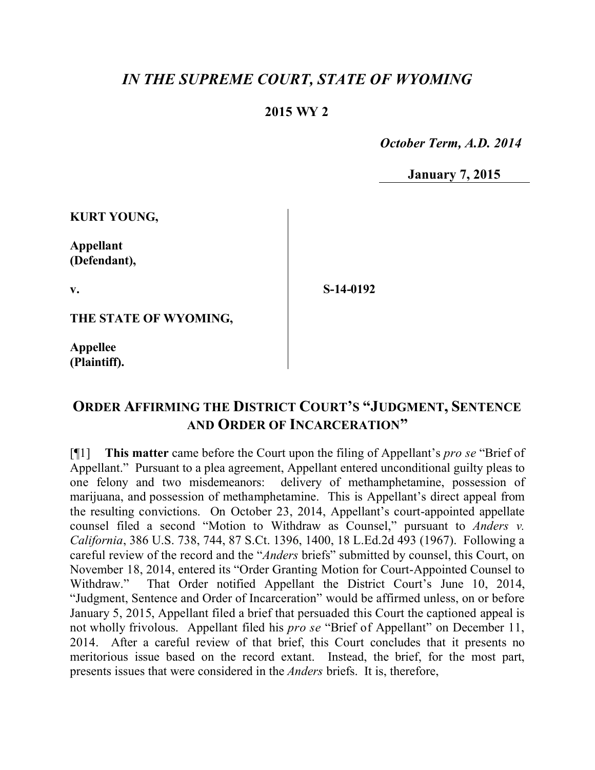# *IN THE SUPREME COURT, STATE OF WYOMING*

**2015 WY 2**

*October Term, A.D. 2014*

**January 7, 2015**

**KURT YOUNG,**

**Appellant (Defendant),**

**v.**

**THE STATE OF WYOMING,**

**Appellee (Plaintiff).**

**S-14-0192**

## ORDER AFFIRMING THE DISTRICT COURT'S "JUDGMENT, SENTENCE AND ORDER OF INCARCERATION"

[¶1] **This matter** came before the Court upon the filing of Appellant's *pro se* "Brief of Appellant." Pursuant to a plea agreement, Appellant entered unconditional guilty pleas to one felony and two misdemeanors: delivery of methamphetamine, possession of marijuana, and possession of methamphetamine. This is Appellant's direct appeal from the resulting convictions. On October 23, 2014, Appellant's court-appointed appellate counsel filed a second "Motion to Withdraw as Counsel," pursuant to *Anders v. California*, 386 U.S. 738, 744, 87 S.Ct. 1396, 1400, 18 L.Ed.2d 493 (1967). Following a careful review of the record and the "*Anders* briefs" submitted by counsel, this Court, on November 18, 2014, entered its "Order Granting Motion for Court-Appointed Counsel to Withdraw." That Order notified Appellant the District Court's June 10, 2014, "Judgment, Sentence and Order of Incarceration" would be affirmed unless, on or before January 5, 2015, Appellant filed a brief that persuaded this Court the captioned appeal is not wholly frivolous. Appellant filed his *pro se* "Brief of Appellant" on December 11, 2014. After a careful review of that brief, this Court concludes that it presents no meritorious issue based on the record extant. Instead, the brief, for the most part, presents issues that were considered in the *Anders* briefs. It is, therefore,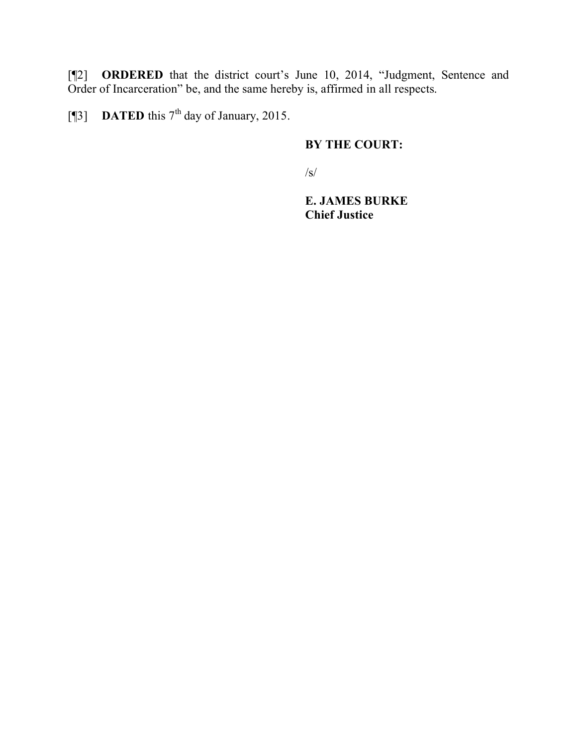[¶2] **ORDERED** that the district court's June 10, 2014, "Judgment, Sentence and Order of Incarceration" be, and the same hereby is, affirmed in all respects.

[¶3] **DATED** this 7th day of January, 2015.

**BY THE COURT:**

/s/

**E. JAMES BURKE**
**Chief Justice**